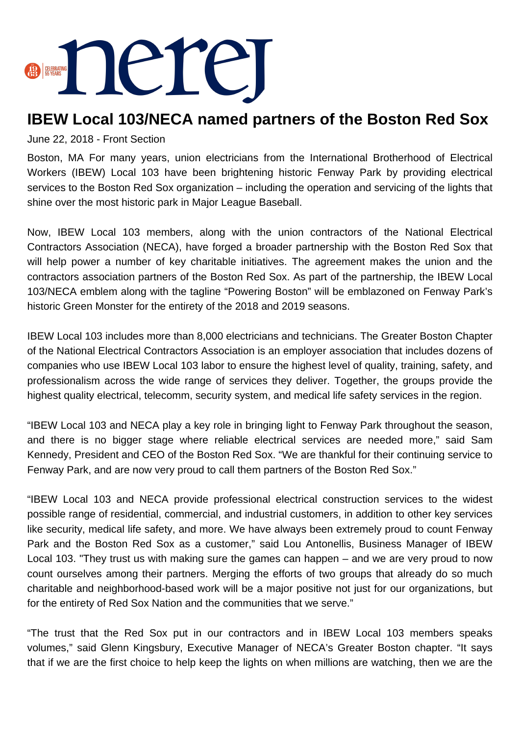# IBEW Local 103/NECA named partners of the Boston Red Sox

June 22, 2018 - Front Section

Boston, MA For many years, union electricians from the International Brotherhood of Electrical Workers (IBEW) Local 103 have been brightening historic Fenway Park by providing electrical services to the Boston Red Sox organization – including the operation and servicing of the lights that shine over the most historic park in Major League Baseball.

Now, IBEW Local 103 members, along with the union contractors of the National Electrical Contractors Association (NECA), have forged a broader partnership with the Boston Red Sox that will help power a number of key charitable initiatives. The agreement makes the union and the contractors association partners of the Boston Red Sox. As part of the partnership, the IBEW Local 103/NECA emblem along with the tagline "Powering Boston" will be emblazoned on Fenway Park's historic Green Monster for the entirety of the 2018 and 2019 seasons.

IBEW Local 103 includes more than 8,000 electricians and technicians. The Greater Boston Chapter of the National Electrical Contractors Association is an employer association that includes dozens of companies who use IBEW Local 103 labor to ensure the highest level of quality, training, safety, and professionalism across the wide range of services they deliver. Together, the groups provide the highest quality electrical, telecomm, security system, and medical life safety services in the region.

"IBEW Local 103 and NECA play a key role in bringing light to Fenway Park throughout the season, and there is no bigger stage where reliable electrical services are needed more," said Sam Kennedy, President and CEO of the Boston Red Sox. "We are thankful for their continuing service to Fenway Park, and are now very proud to call them partners of the Boston Red Sox."

"IBEW Local 103 and NECA provide professional electrical construction services to the widest possible range of residential, commercial, and industrial customers, in addition to other key services like security, medical life safety, and more. We have always been extremely proud to count Fenway Park and the Boston Red Sox as a customer," said Lou Antonellis, Business Manager of IBEW Local 103. "They trust us with making sure the games can happen – and we are very proud to now count ourselves among their partners. Merging the efforts of two groups that already do so much charitable and neighborhood-based work will be a major positive not just for our organizations, but for the entirety of Red Sox Nation and the communities that we serve."

"The trust that the Red Sox put in our contractors and in IBEW Local 103 members speaks volumes," said Glenn Kingsbury, Executive Manager of NECA's Greater Boston chapter. "It says that if we are the first choice to help keep the lights on when millions are watching, then we are the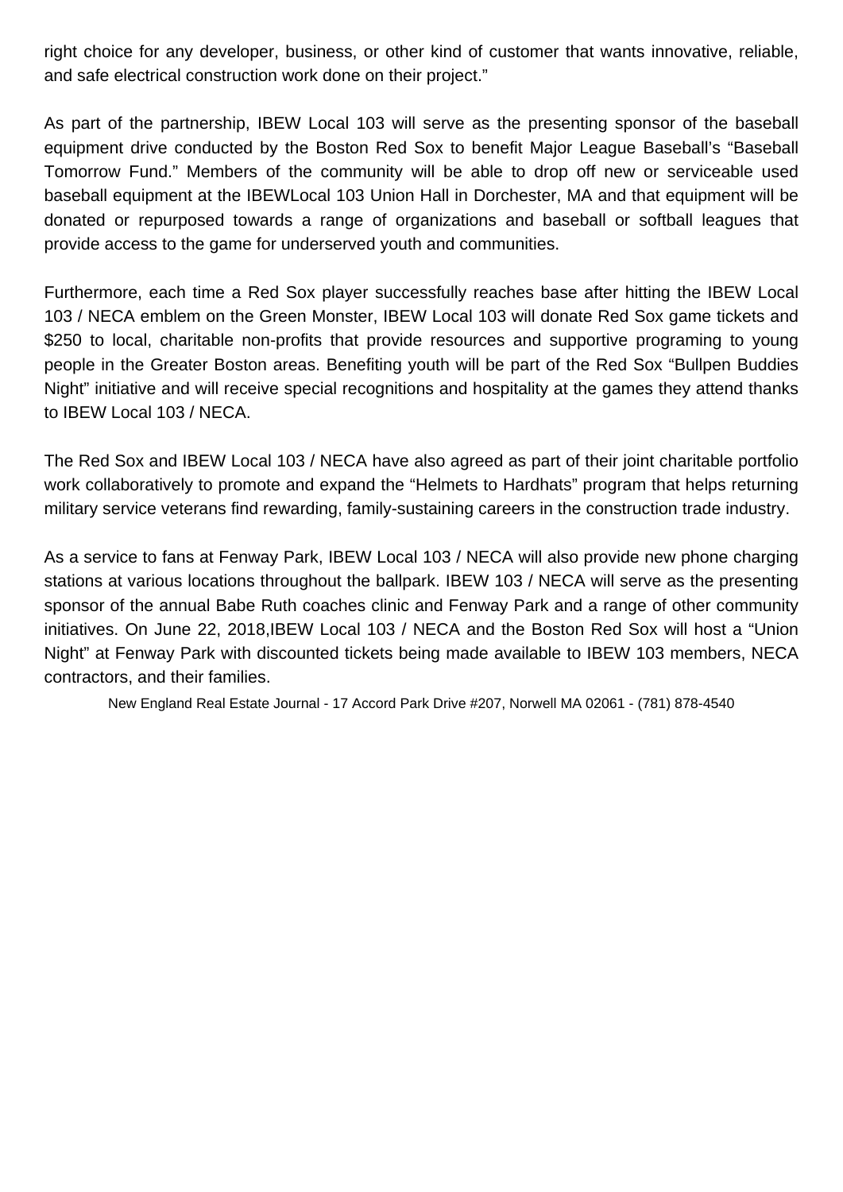right choice for any developer, business, or other kind of customer that wants innovative, reliable, and safe electrical construction work done on their project."

As part of the partnership, IBEW Local 103 will serve as the presenting sponsor of the baseball equipment drive conducted by the Boston Red Sox to benefit Major League Baseball's "Baseball Tomorrow Fund." Members of the community will be able to drop off new or serviceable used baseball equipment at the IBEWLocal 103 Union Hall in Dorchester, MA and that equipment will be donated or repurposed towards a range of organizations and baseball or softball leagues that provide access to the game for underserved youth and communities.

Furthermore, each time a Red Sox player successfully reaches base after hitting the IBEW Local 103 / NECA emblem on the Green Monster, IBEW Local 103 will donate Red Sox game tickets and $250 to local, charitable non-profits that provide resources and supportive programing to young people in the Greater Boston areas. Benefiting youth will be part of the Red Sox "Bullpen Buddies Night" initiative and will receive special recognitions and hospitality at the games they attend thanks to IBEW Local 103 / NECA.

The Red Sox and IBEW Local 103 / NECA have also agreed as part of their joint charitable portfolio work collaboratively to promote and expand the "Helmets to Hardhats" program that helps returning military service veterans find rewarding, family-sustaining careers in the construction trade industry.

As a service to fans at Fenway Park, IBEW Local 103 / NECA will also provide new phone charging stations at various locations throughout the ballpark. IBEW 103 / NECA will serve as the presenting sponsor of the annual Babe Ruth coaches clinic and Fenway Park and a range of other community initiatives. On June 22, 2018,IBEW Local 103 / NECA and the Boston Red Sox will host a "Union Night" at Fenway Park with discounted tickets being made available to IBEW 103 members, NECA contractors, and their families.